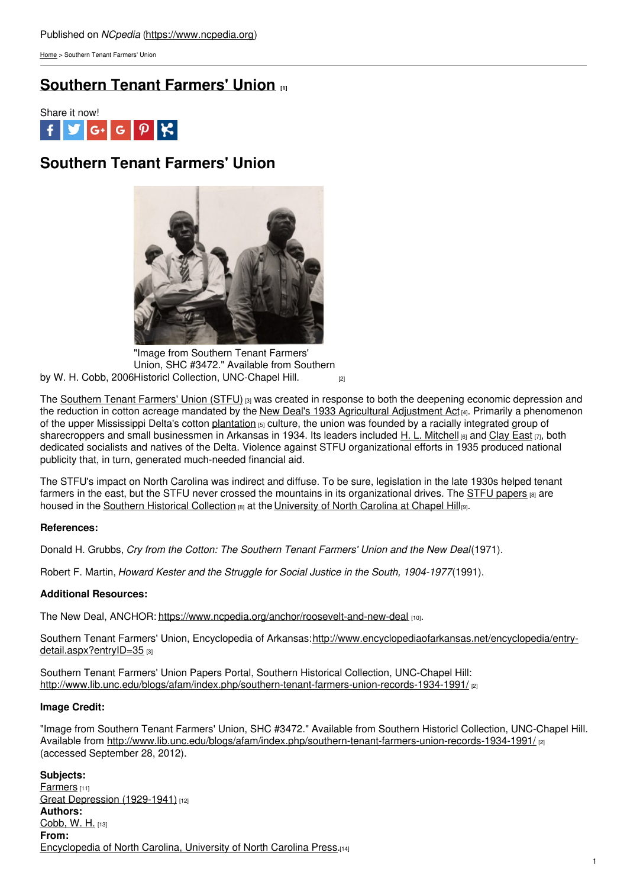Published on *NCpedia* (https://www.ncpedia.org)

Home > Southern Tenant Farmers' Union

# Southern Tenant Farmers' Union [1]

Share it now!

## Southern Tenant Farmers' Union

"Image from Southern Tenant Farmers' Union, SHC #3472." Available from Southern Historicl Collection, UNC-Chapel Hill. [2]

by W. H. Cobb, 2006

The Southern Tenant Farmers' Union (STFU) [3] was created in response to both the deepening economic depression and the reduction in cotton acreage mandated by the New Deal's 1933 Agricultural Adjustment Act [4]. Primarily a phenomenon of the upper Mississippi Delta's cotton plantation [5] culture, the union was founded by a racially integrated group of sharecroppers and small businessmen in Arkansas in 1934. Its leaders included H. L. Mitchell [6] and Clay East [7], both dedicated socialists and natives of the Delta. Violence against STFU organizational efforts in 1935 produced national publicity that, in turn, generated much-needed financial aid.

The STFU's impact on North Carolina was indirect and diffuse. To be sure, legislation in the late 1930s helped tenant farmers in the east, but the STFU never crossed the mountains in its organizational drives. The STFU papers [8] are housed in the Southern Historical Collection [8] at the University of North Carolina at Chapel Hill [9].

**References:**

Donald H. Grubbs, *Cry from the Cotton: The Southern Tenant Farmers' Union and the New Deal* (1971).

Robert F. Martin, *Howard Kester and the Struggle for Social Justice in the South, 1904-1977* (1991).

**Additional Resources:**

The New Deal, ANCHOR: https://www.ncpedia.org/anchor/roosevelt-and-new-deal [10].

Southern Tenant Farmers' Union, Encyclopedia of Arkansas: http://www.encyclopediaofarkansas.net/encyclopedia/entry-detail.aspx?entryID=35 [3]

Southern Tenant Farmers' Union Papers Portal, Southern Historical Collection, UNC-Chapel Hill: http://www.lib.unc.edu/blogs/afam/index.php/southern-tenant-farmers-union-records-1934-1991/ [2]

**Image Credit:**

"Image from Southern Tenant Farmers' Union, SHC #3472." Available from Southern Historicl Collection, UNC-Chapel Hill. Available from http://www.lib.unc.edu/blogs/afam/index.php/southern-tenant-farmers-union-records-1934-1991/ [2] (accessed September 28, 2012).

**Subjects:**
Farmers [11]
Great Depression (1929-1941) [12]
**Authors:**
Cobb, W. H. [13]
**From:**
Encyclopedia of North Carolina, University of North Carolina Press. [14]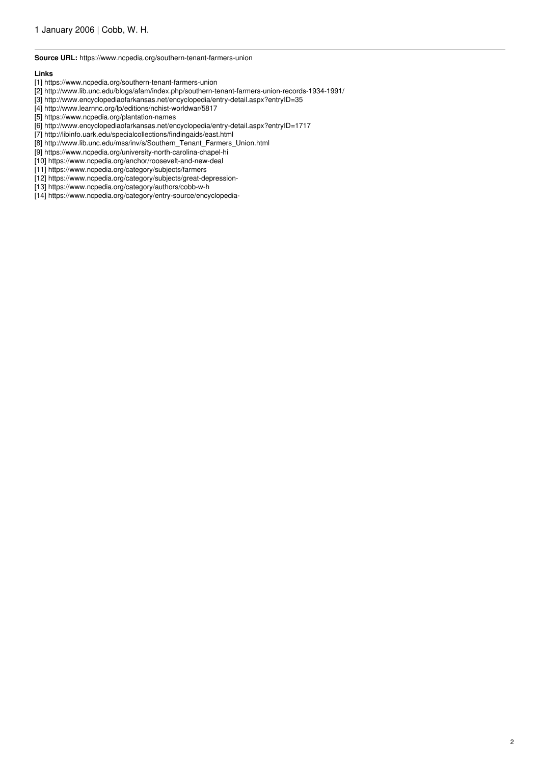1 January 2006 | Cobb, W. H.

**Source URL:** https://www.ncpedia.org/southern-tenant-farmers-union

**Links**

[1] https://www.ncpedia.org/southern-tenant-farmers-union
[2] http://www.lib.unc.edu/blogs/afam/index.php/southern-tenant-farmers-union-records-1934-1991/
[3] http://www.encyclopediaofarkansas.net/encyclopedia/entry-detail.aspx?entryID=35
[4] http://www.learnnc.org/lp/editions/nchist-worldwar/5817
[5] https://www.ncpedia.org/plantation-names
[6] http://www.encyclopediaofarkansas.net/encyclopedia/entry-detail.aspx?entryID=1717
[7] http://libinfo.uark.edu/specialcollections/findingaids/east.html
[8] http://www.lib.unc.edu/mss/inv/s/Southern_Tenant_Farmers_Union.html
[9] https://www.ncpedia.org/university-north-carolina-chapel-hi
[10] https://www.ncpedia.org/anchor/roosevelt-and-new-deal
[11] https://www.ncpedia.org/category/subjects/farmers
[12] https://www.ncpedia.org/category/subjects/great-depression-
[13] https://www.ncpedia.org/category/authors/cobb-w-h
[14] https://www.ncpedia.org/category/entry-source/encyclopedia-